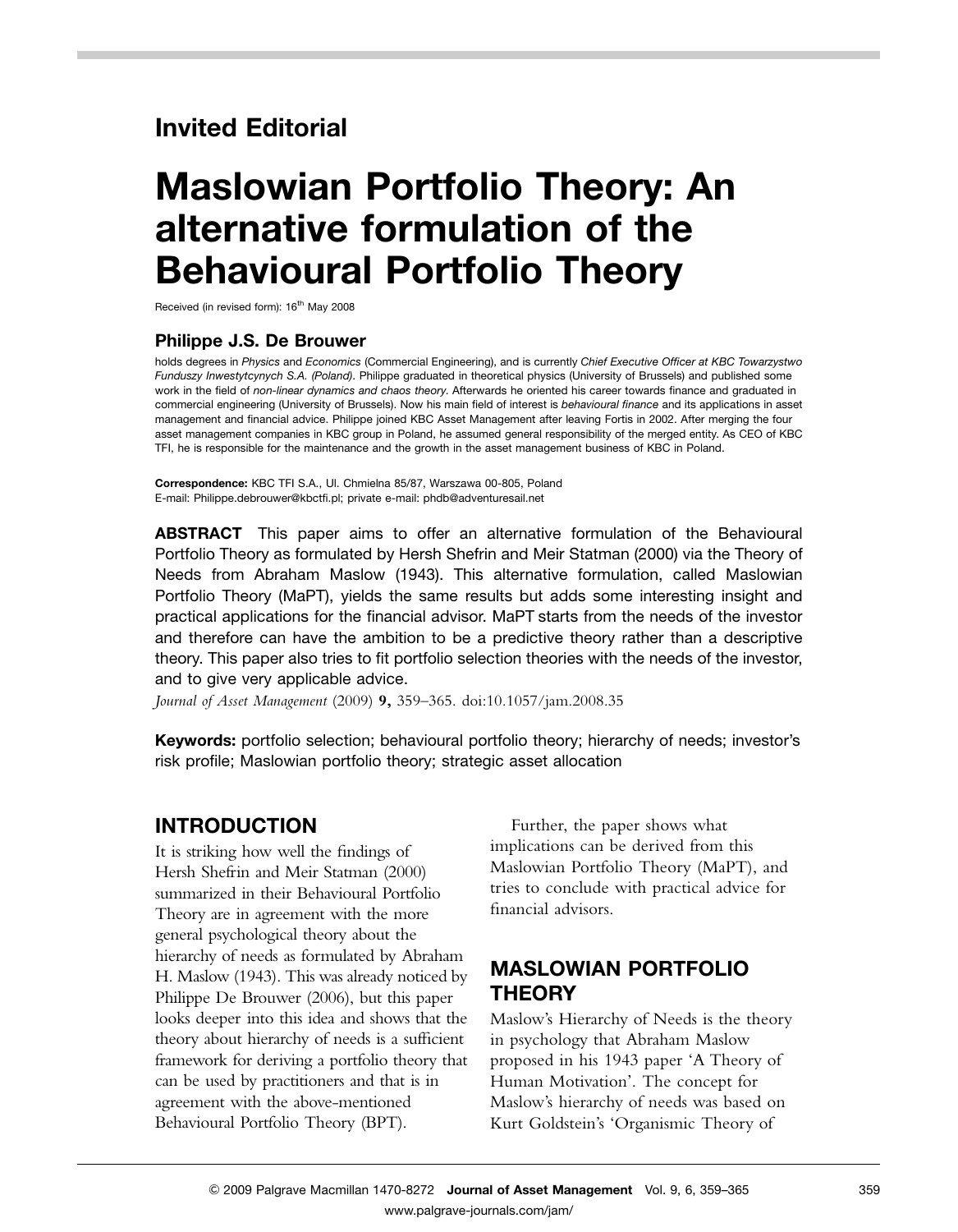## Invited Editorial

# Maslowian Portfolio Theory: An alternative formulation of the Behavioural Portfolio Theory

Received (in revised form): 16th May 2008

### Philippe J.S. De Brouwer

holds degrees in *Physics* and *Economics* (Commercial Engineering), and is currently *Chief Executive Officer at KBC Towarzystwo Funduszy Inwestytcynych S.A. (Poland)*. Philippe graduated in theoretical physics (University of Brussels) and published some work in the field of *non-linear dynamics and chaos theory*. Afterwards he oriented his career towards finance and graduated in commercial engineering (University of Brussels). Now his main field of interest is *behavioural finance* and its applications in asset management and financial advice. Philippe joined KBC Asset Management after leaving Fortis in 2002. After merging the four asset management companies in KBC group in Poland, he assumed general responsibility of the merged entity. As CEO of KBC TFI, he is responsible for the maintenance and the growth in the asset management business of KBC in Poland.

**Correspondence:** KBC TFI S.A., Ul. Chmielna 85/87, Warszawa 00-805, Poland
E-mail: Philippe.debrouwer@kbctfi.pl; private e-mail: phdb@adventuresail.net

**ABSTRACT** This paper aims to offer an alternative formulation of the Behavioural Portfolio Theory as formulated by Hersh Shefrin and Meir Statman (2000) via the Theory of Needs from Abraham Maslow (1943). This alternative formulation, called Maslowian Portfolio Theory (MaPT), yields the same results but adds some interesting insight and practical applications for the financial advisor. MaPT starts from the needs of the investor and therefore can have the ambition to be a predictive theory rather than a descriptive theory. This paper also tries to fit portfolio selection theories with the needs of the investor, and to give very applicable advice.

*Journal of Asset Management* (2009) **9,** 359–365. doi:10.1057/jam.2008.35

**Keywords:** portfolio selection; behavioural portfolio theory; hierarchy of needs; investor's risk profile; Maslowian portfolio theory; strategic asset allocation

## INTRODUCTION

It is striking how well the findings of Hersh Shefrin and Meir Statman (2000) summarized in their Behavioural Portfolio Theory are in agreement with the more general psychological theory about the hierarchy of needs as formulated by Abraham H. Maslow (1943). This was already noticed by Philippe De Brouwer (2006), but this paper looks deeper into this idea and shows that the theory about hierarchy of needs is a sufficient framework for deriving a portfolio theory that can be used by practitioners and that is in agreement with the above-mentioned Behavioural Portfolio Theory (BPT).

Further, the paper shows what implications can be derived from this Maslowian Portfolio Theory (MaPT), and tries to conclude with practical advice for financial advisors.

## MASLOWIAN PORTFOLIO THEORY

Maslow's Hierarchy of Needs is the theory in psychology that Abraham Maslow proposed in his 1943 paper 'A Theory of Human Motivation'. The concept for Maslow's hierarchy of needs was based on Kurt Goldstein's 'Organismic Theory of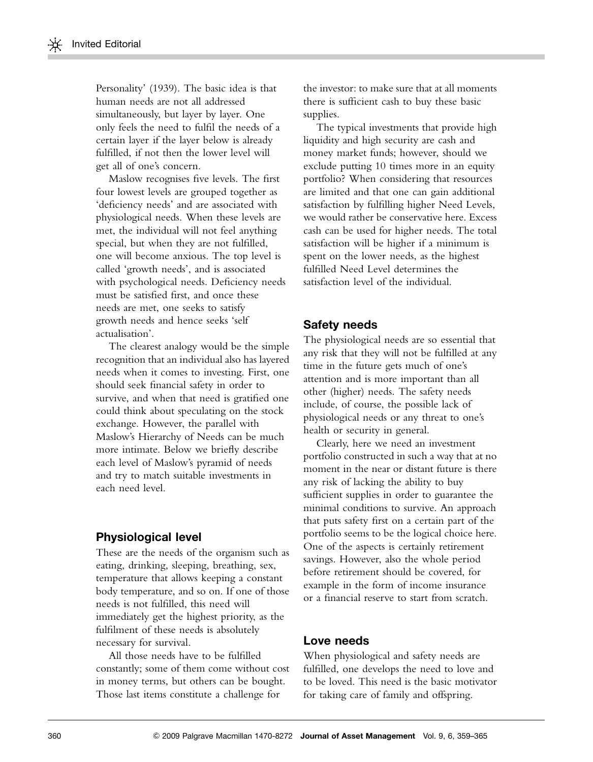Personality' (1939). The basic idea is that human needs are not all addressed simultaneously, but layer by layer. One only feels the need to fulfil the needs of a certain layer if the layer below is already fulfilled, if not then the lower level will get all of one's concern.

Maslow recognises five levels. The first four lowest levels are grouped together as 'deficiency needs' and are associated with physiological needs. When these levels are met, the individual will not feel anything special, but when they are not fulfilled, one will become anxious. The top level is called 'growth needs', and is associated with psychological needs. Deficiency needs must be satisfied first, and once these needs are met, one seeks to satisfy growth needs and hence seeks 'self actualisation'.

The clearest analogy would be the simple recognition that an individual also has layered needs when it comes to investing. First, one should seek financial safety in order to survive, and when that need is gratified one could think about speculating on the stock exchange. However, the parallel with Maslow's Hierarchy of Needs can be much more intimate. Below we briefly describe each level of Maslow's pyramid of needs and try to match suitable investments in each need level.

## Physiological level

These are the needs of the organism such as eating, drinking, sleeping, breathing, sex, temperature that allows keeping a constant body temperature, and so on. If one of those needs is not fulfilled, this need will immediately get the highest priority, as the fulfilment of these needs is absolutely necessary for survival.

All those needs have to be fulfilled constantly; some of them come without cost in money terms, but others can be bought. Those last items constitute a challenge for the investor: to make sure that at all moments there is sufficient cash to buy these basic supplies.

The typical investments that provide high liquidity and high security are cash and money market funds; however, should we exclude putting 10 times more in an equity portfolio? When considering that resources are limited and that one can gain additional satisfaction by fulfilling higher Need Levels, we would rather be conservative here. Excess cash can be used for higher needs. The total satisfaction will be higher if a minimum is spent on the lower needs, as the highest fulfilled Need Level determines the satisfaction level of the individual.

## Safety needs

The physiological needs are so essential that any risk that they will not be fulfilled at any time in the future gets much of one's attention and is more important than all other (higher) needs. The safety needs include, of course, the possible lack of physiological needs or any threat to one's health or security in general.

Clearly, here we need an investment portfolio constructed in such a way that at no moment in the near or distant future is there any risk of lacking the ability to buy sufficient supplies in order to guarantee the minimal conditions to survive. An approach that puts safety first on a certain part of the portfolio seems to be the logical choice here. One of the aspects is certainly retirement savings. However, also the whole period before retirement should be covered, for example in the form of income insurance or a financial reserve to start from scratch.

## Love needs

When physiological and safety needs are fulfilled, one develops the need to love and to be loved. This need is the basic motivator for taking care of family and offspring.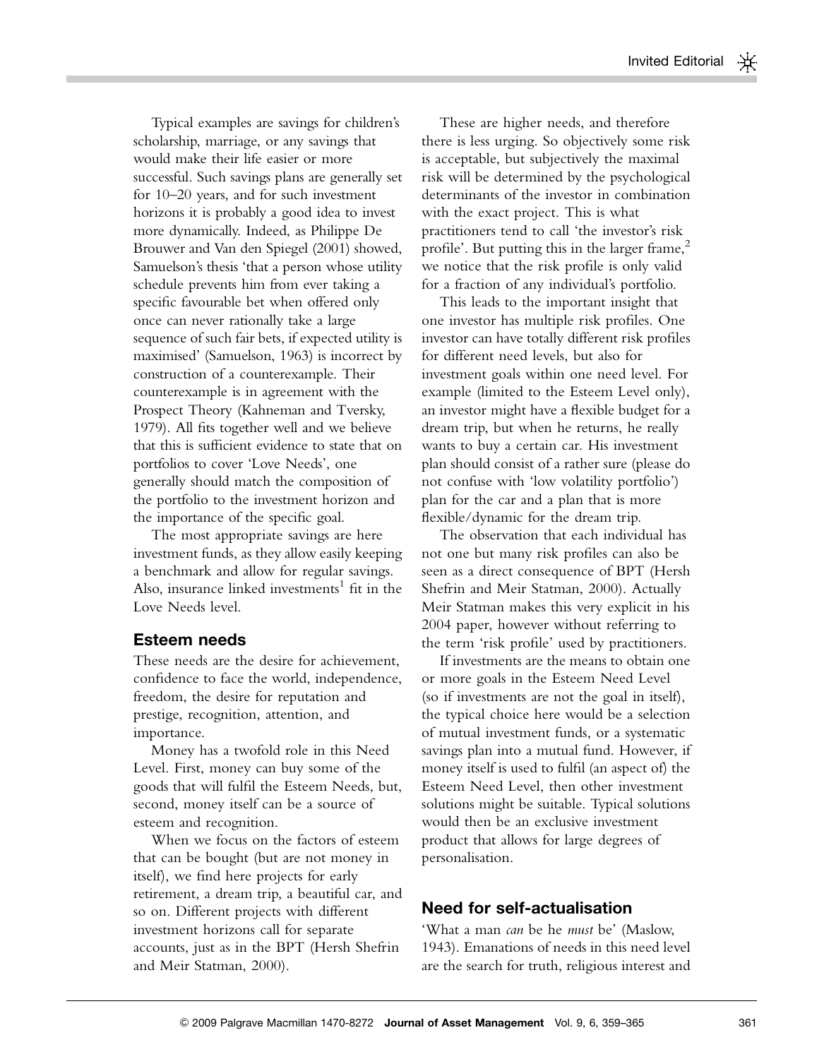Typical examples are savings for children's scholarship, marriage, or any savings that would make their life easier or more successful. Such savings plans are generally set for 10–20 years, and for such investment horizons it is probably a good idea to invest more dynamically. Indeed, as Philippe De Brouwer and Van den Spiegel (2001) showed, Samuelson's thesis 'that a person whose utility schedule prevents him from ever taking a specific favourable bet when offered only once can never rationally take a large sequence of such fair bets, if expected utility is maximised' (Samuelson, 1963) is incorrect by construction of a counterexample. Their counterexample is in agreement with the Prospect Theory (Kahneman and Tversky, 1979). All fits together well and we believe that this is sufficient evidence to state that on portfolios to cover 'Love Needs', one generally should match the composition of the portfolio to the investment horizon and the importance of the specific goal.

The most appropriate savings are here investment funds, as they allow easily keeping a benchmark and allow for regular savings. Also, insurance linked investments[1] fit in the Love Needs level.

## Esteem needs

These needs are the desire for achievement, confidence to face the world, independence, freedom, the desire for reputation and prestige, recognition, attention, and importance.

Money has a twofold role in this Need Level. First, money can buy some of the goods that will fulfil the Esteem Needs, but, second, money itself can be a source of esteem and recognition.

When we focus on the factors of esteem that can be bought (but are not money in itself), we find here projects for early retirement, a dream trip, a beautiful car, and so on. Different projects with different investment horizons call for separate accounts, just as in the BPT (Hersh Shefrin and Meir Statman, 2000).

These are higher needs, and therefore there is less urging. So objectively some risk is acceptable, but subjectively the maximal risk will be determined by the psychological determinants of the investor in combination with the exact project. This is what practitioners tend to call 'the investor's risk profile'. But putting this in the larger frame,[2] we notice that the risk profile is only valid for a fraction of any individual's portfolio.

This leads to the important insight that one investor has multiple risk profiles. One investor can have totally different risk profiles for different need levels, but also for investment goals within one need level. For example (limited to the Esteem Level only), an investor might have a flexible budget for a dream trip, but when he returns, he really wants to buy a certain car. His investment plan should consist of a rather sure (please do not confuse with 'low volatility portfolio') plan for the car and a plan that is more flexible/dynamic for the dream trip.

The observation that each individual has not one but many risk profiles can also be seen as a direct consequence of BPT (Hersh Shefrin and Meir Statman, 2000). Actually Meir Statman makes this very explicit in his 2004 paper, however without referring to the term 'risk profile' used by practitioners.

If investments are the means to obtain one or more goals in the Esteem Need Level (so if investments are not the goal in itself), the typical choice here would be a selection of mutual investment funds, or a systematic savings plan into a mutual fund. However, if money itself is used to fulfil (an aspect of) the Esteem Need Level, then other investment solutions might be suitable. Typical solutions would then be an exclusive investment product that allows for large degrees of personalisation.

## Need for self-actualisation

'What a man *can* be he *must* be' (Maslow, 1943). Emanations of needs in this need level are the search for truth, religious interest and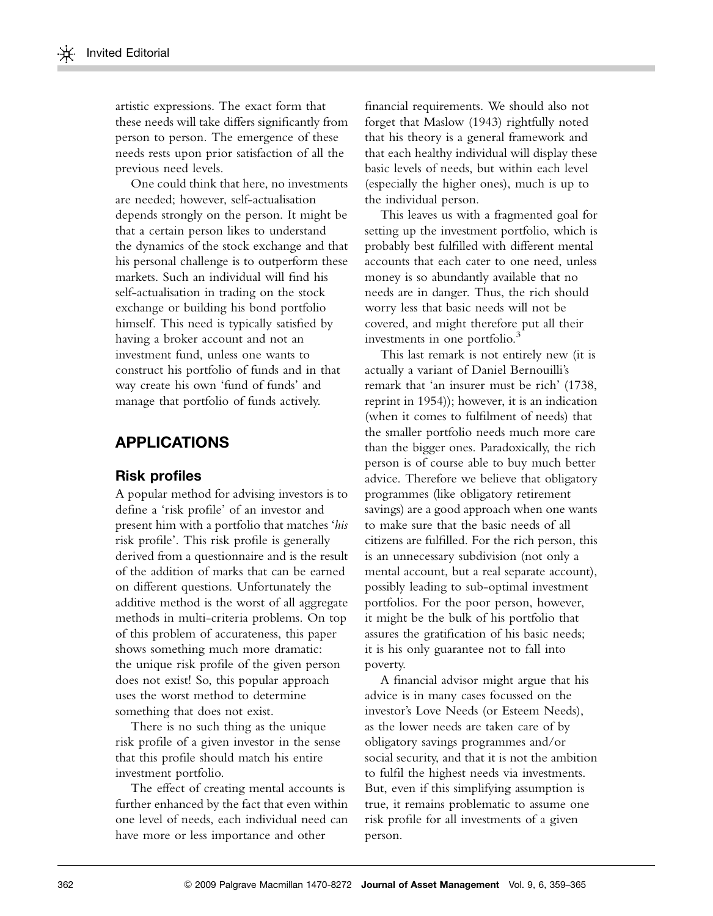artistic expressions. The exact form that these needs will take differs significantly from person to person. The emergence of these needs rests upon prior satisfaction of all the previous need levels.

One could think that here, no investments are needed; however, self-actualisation depends strongly on the person. It might be that a certain person likes to understand the dynamics of the stock exchange and that his personal challenge is to outperform these markets. Such an individual will find his self-actualisation in trading on the stock exchange or building his bond portfolio himself. This need is typically satisfied by having a broker account and not an investment fund, unless one wants to construct his portfolio of funds and in that way create his own 'fund of funds' and manage that portfolio of funds actively.

## APPLICATIONS

### Risk profiles

A popular method for advising investors is to define a 'risk profile' of an investor and present him with a portfolio that matches '*his* risk profile'. This risk profile is generally derived from a questionnaire and is the result of the addition of marks that can be earned on different questions. Unfortunately the additive method is the worst of all aggregate methods in multi-criteria problems. On top of this problem of accurateness, this paper shows something much more dramatic: the unique risk profile of the given person does not exist! So, this popular approach uses the worst method to determine something that does not exist.

There is no such thing as the unique risk profile of a given investor in the sense that this profile should match his entire investment portfolio.

The effect of creating mental accounts is further enhanced by the fact that even within one level of needs, each individual need can have more or less importance and other financial requirements. We should also not forget that Maslow (1943) rightfully noted that his theory is a general framework and that each healthy individual will display these basic levels of needs, but within each level (especially the higher ones), much is up to the individual person.

This leaves us with a fragmented goal for setting up the investment portfolio, which is probably best fulfilled with different mental accounts that each cater to one need, unless money is so abundantly available that no needs are in danger. Thus, the rich should worry less that basic needs will not be covered, and might therefore put all their investments in one portfolio.[3]

This last remark is not entirely new (it is actually a variant of Daniel Bernouilli's remark that 'an insurer must be rich' (1738, reprint in 1954)); however, it is an indication (when it comes to fulfilment of needs) that the smaller portfolio needs much more care than the bigger ones. Paradoxically, the rich person is of course able to buy much better advice. Therefore we believe that obligatory programmes (like obligatory retirement savings) are a good approach when one wants to make sure that the basic needs of all citizens are fulfilled. For the rich person, this is an unnecessary subdivision (not only a mental account, but a real separate account), possibly leading to sub-optimal investment portfolios. For the poor person, however, it might be the bulk of his portfolio that assures the gratification of his basic needs; it is his only guarantee not to fall into poverty.

A financial advisor might argue that his advice is in many cases focussed on the investor's Love Needs (or Esteem Needs), as the lower needs are taken care of by obligatory savings programmes and/or social security, and that it is not the ambition to fulfil the highest needs via investments. But, even if this simplifying assumption is true, it remains problematic to assume one risk profile for all investments of a given person.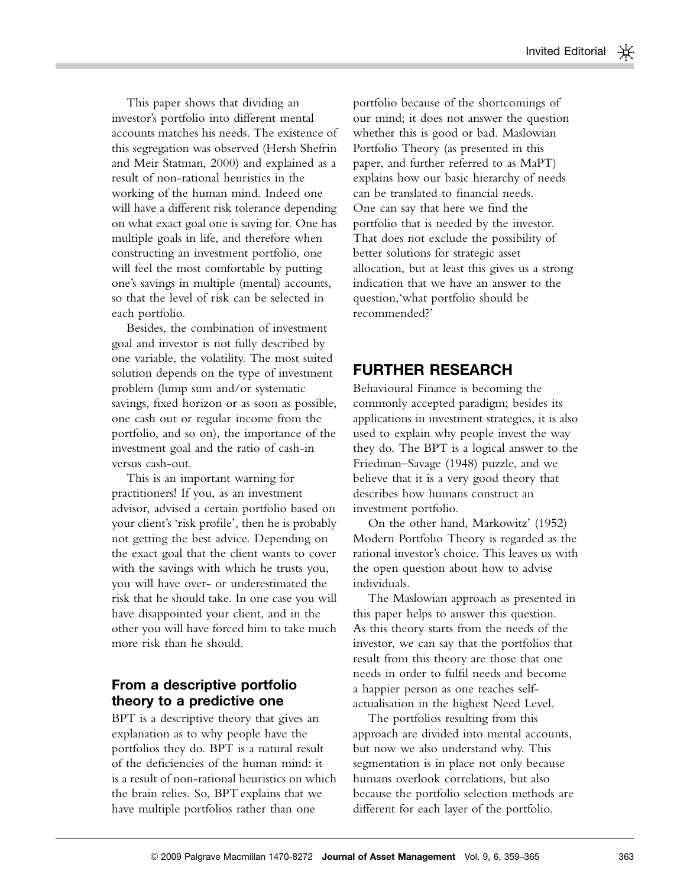This paper shows that dividing an investor's portfolio into different mental accounts matches his needs. The existence of this segregation was observed (Hersh Shefrin and Meir Statman, 2000) and explained as a result of non-rational heuristics in the working of the human mind. Indeed one will have a different risk tolerance depending on what exact goal one is saving for. One has multiple goals in life, and therefore when constructing an investment portfolio, one will feel the most comfortable by putting one's savings in multiple (mental) accounts, so that the level of risk can be selected in each portfolio.

Besides, the combination of investment goal and investor is not fully described by one variable, the volatility. The most suited solution depends on the type of investment problem (lump sum and/or systematic savings, fixed horizon or as soon as possible, one cash out or regular income from the portfolio, and so on), the importance of the investment goal and the ratio of cash-in versus cash-out.

This is an important warning for practitioners! If you, as an investment advisor, advised a certain portfolio based on your client's 'risk profile', then he is probably not getting the best advice. Depending on the exact goal that the client wants to cover with the savings with which he trusts you, you will have over- or underestimated the risk that he should take. In one case you will have disappointed your client, and in the other you will have forced him to take much more risk than he should.

### From a descriptive portfolio theory to a predictive one

BPT is a descriptive theory that gives an explanation as to why people have the portfolios they do. BPT is a natural result of the deficiencies of the human mind: it is a result of non-rational heuristics on which the brain relies. So, BPT explains that we have multiple portfolios rather than one portfolio because of the shortcomings of our mind; it does not answer the question whether this is good or bad. Maslowian Portfolio Theory (as presented in this paper, and further referred to as MaPT) explains how our basic hierarchy of needs can be translated to financial needs. One can say that here we find the portfolio that is needed by the investor. That does not exclude the possibility of better solutions for strategic asset allocation, but at least this gives us a strong indication that we have an answer to the question,'what portfolio should be recommended?'

## FURTHER RESEARCH

Behavioural Finance is becoming the commonly accepted paradigm; besides its applications in investment strategies, it is also used to explain why people invest the way they do. The BPT is a logical answer to the Friedman–Savage (1948) puzzle, and we believe that it is a very good theory that describes how humans construct an investment portfolio.

On the other hand, Markowitz' (1952) Modern Portfolio Theory is regarded as the rational investor's choice. This leaves us with the open question about how to advise individuals.

The Maslowian approach as presented in this paper helps to answer this question. As this theory starts from the needs of the investor, we can say that the portfolios that result from this theory are those that one needs in order to fulfil needs and become a happier person as one reaches self-actualisation in the highest Need Level.

The portfolios resulting from this approach are divided into mental accounts, but now we also understand why. This segmentation is in place not only because humans overlook correlations, but also because the portfolio selection methods are different for each layer of the portfolio.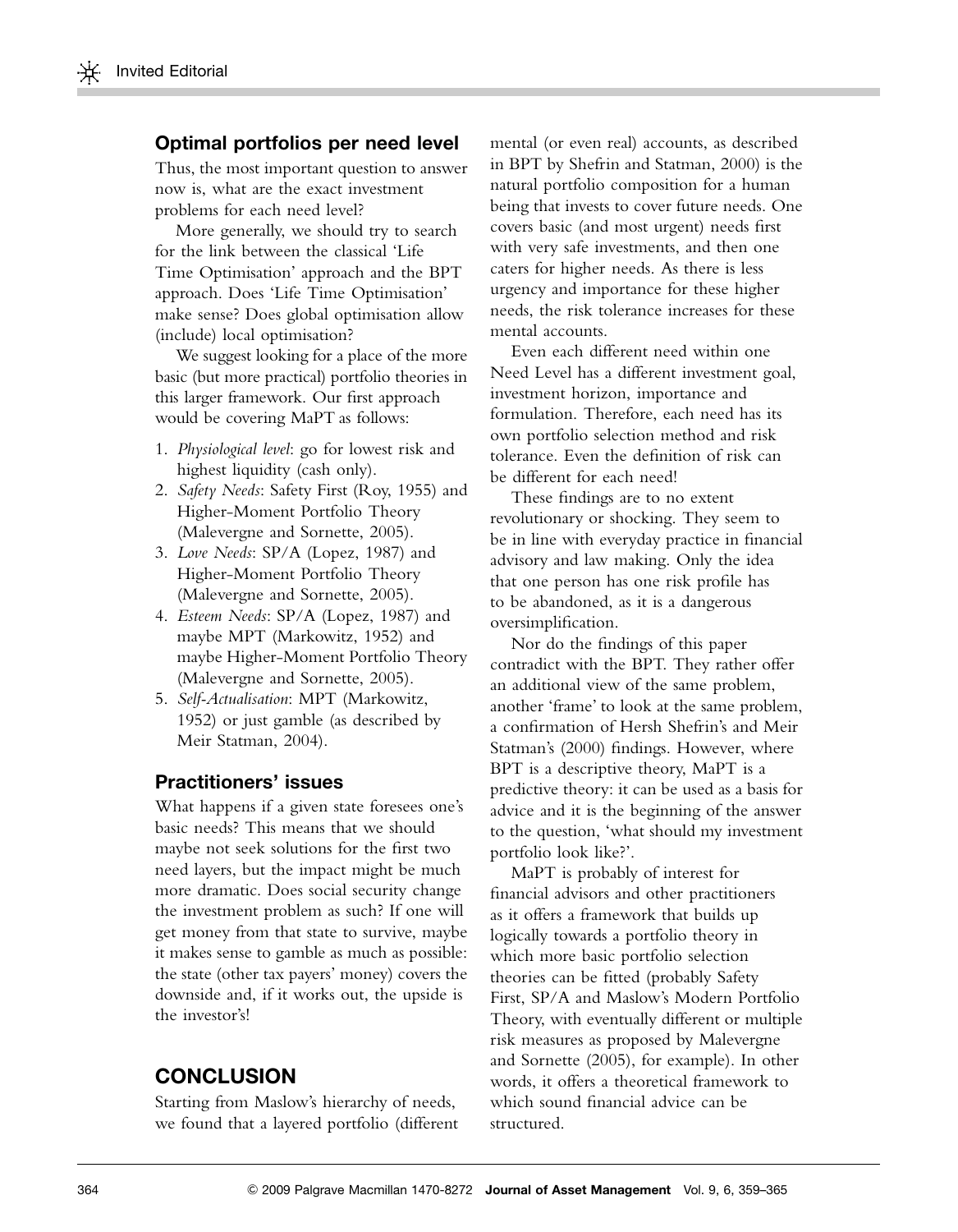## Optimal portfolios per need level

Thus, the most important question to answer now is, what are the exact investment problems for each need level?

More generally, we should try to search for the link between the classical 'Life Time Optimisation' approach and the BPT approach. Does 'Life Time Optimisation' make sense? Does global optimisation allow (include) local optimisation?

We suggest looking for a place of the more basic (but more practical) portfolio theories in this larger framework. Our first approach would be covering MaPT as follows:

1. *Physiological level*: go for lowest risk and highest liquidity (cash only).
2. *Safety Needs*: Safety First (Roy, 1955) and Higher-Moment Portfolio Theory (Malevergne and Sornette, 2005).
3. *Love Needs*: SP/A (Lopez, 1987) and Higher-Moment Portfolio Theory (Malevergne and Sornette, 2005).
4. *Esteem Needs*: SP/A (Lopez, 1987) and maybe MPT (Markowitz, 1952) and maybe Higher-Moment Portfolio Theory (Malevergne and Sornette, 2005).
5. *Self-Actualisation*: MPT (Markowitz, 1952) or just gamble (as described by Meir Statman, 2004).

## Practitioners' issues

What happens if a given state foresees one's basic needs? This means that we should maybe not seek solutions for the first two need layers, but the impact might be much more dramatic. Does social security change the investment problem as such? If one will get money from that state to survive, maybe it makes sense to gamble as much as possible: the state (other tax payers' money) covers the downside and, if it works out, the upside is the investor's!

# CONCLUSION

Starting from Maslow's hierarchy of needs, we found that a layered portfolio (different mental (or even real) accounts, as described in BPT by Shefrin and Statman, 2000) is the natural portfolio composition for a human being that invests to cover future needs. One covers basic (and most urgent) needs first with very safe investments, and then one caters for higher needs. As there is less urgency and importance for these higher needs, the risk tolerance increases for these mental accounts.

Even each different need within one Need Level has a different investment goal, investment horizon, importance and formulation. Therefore, each need has its own portfolio selection method and risk tolerance. Even the definition of risk can be different for each need!

These findings are to no extent revolutionary or shocking. They seem to be in line with everyday practice in financial advisory and law making. Only the idea that one person has one risk profile has to be abandoned, as it is a dangerous oversimplification.

Nor do the findings of this paper contradict with the BPT. They rather offer an additional view of the same problem, another 'frame' to look at the same problem, a confirmation of Hersh Shefrin's and Meir Statman's (2000) findings. However, where BPT is a descriptive theory, MaPT is a predictive theory: it can be used as a basis for advice and it is the beginning of the answer to the question, 'what should my investment portfolio look like?'.

MaPT is probably of interest for financial advisors and other practitioners as it offers a framework that builds up logically towards a portfolio theory in which more basic portfolio selection theories can be fitted (probably Safety First, SP/A and Maslow's Modern Portfolio Theory, with eventually different or multiple risk measures as proposed by Malevergne and Sornette (2005), for example). In other words, it offers a theoretical framework to which sound financial advice can be structured.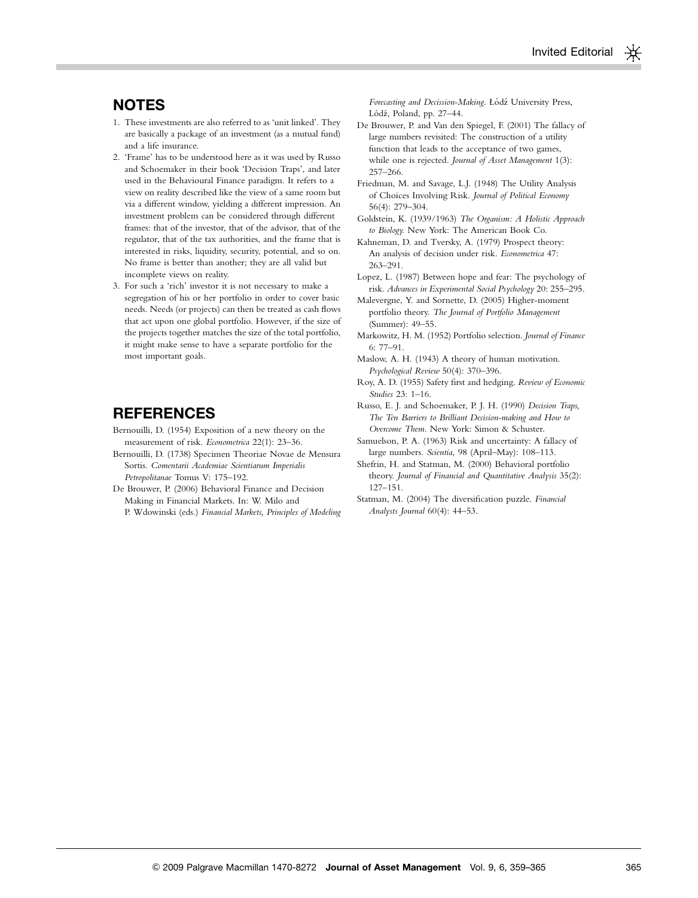## NOTES

1. These investments are also referred to as 'unit linked'. They are basically a package of an investment (as a mutual fund) and a life insurance.
2. 'Frame' has to be understood here as it was used by Russo and Schoemaker in their book 'Decision Traps', and later used in the Behavioural Finance paradigm. It refers to a view on reality described like the view of a same room but via a different window, yielding a different impression. An investment problem can be considered through different frames: that of the investor, that of the advisor, that of the regulator, that of the tax authorities, and the frame that is interested in risks, liquidity, security, potential, and so on. No frame is better than another; they are all valid but incomplete views on reality.
3. For such a 'rich' investor it is not necessary to make a segregation of his or her portfolio in order to cover basic needs. Needs (or projects) can then be treated as cash flows that act upon one global portfolio. However, if the size of the projects together matches the size of the total portfolio, it might make sense to have a separate portfolio for the most important goals.

## REFERENCES

Bernouilli, D. (1954) Exposition of a new theory on the measurement of risk. *Econometrica* 22(1): 23–36.

Bernouilli, D. (1738) Specimen Theoriae Novae de Mensura Sortis. *Comentarii Academiae Scientiarum Imperialis Petropolitanae* Tomus V: 175–192.

De Brouwer, P. (2006) Behavioral Finance and Decision Making in Financial Markets. In: W. Milo and P. Wdowinski (eds.) *Financial Markets, Principles of Modeling Forecasting and Decission-Making*. Łódź University Press, Lódź, Poland, pp. 27–44.

De Brouwer, P. and Van den Spiegel, F. (2001) The fallacy of large numbers revisited: The construction of a utility function that leads to the acceptance of two games, while one is rejected. *Journal of Asset Management* 1(3): 257–266.

Friedman, M. and Savage, L.J. (1948) The Utility Analysis of Choices Involving Risk. *Journal of Political Economy* 56(4): 279–304.

Goldstein, K. (1939/1963) *The Organism: A Holistic Approach to Biology.* New York: The American Book Co.

Kahneman, D. and Tversky, A. (1979) Prospect theory: An analysis of decision under risk. *Econometrica* 47: 263–291.

Lopez, L. (1987) Between hope and fear: The psychology of risk. *Advances in Experimental Social Psychology* 20: 255–295.

Malevergne, Y. and Sornette, D. (2005) Higher-moment portfolio theory. *The Journal of Portfolio Management* (Summer): 49–55.

Markowitz, H. M. (1952) Portfolio selection. *Journal of Finance* 6: 77–91.

Maslow, A. H. (1943) A theory of human motivation. *Psychological Review* 50(4): 370–396.

Roy, A. D. (1955) Safety first and hedging. *Review of Economic Studies* 23: 1–16.

Russo, E. J. and Schoemaker, P. J. H. (1990) *Decision Traps, The Ten Barriers to Brilliant Decision-making and How to Overcome Them.* New York: Simon & Schuster.

Samuelson, P. A. (1963) Risk and uncertainty: A fallacy of large numbers. *Scientia*, 98 (April–May): 108–113.

Shefrin, H. and Statman, M. (2000) Behavioral portfolio theory. *Journal of Financial and Quantitative Analysis* 35(2): 127–151.

Statman, M. (2004) The diversification puzzle. *Financial Analysts Journal* 60(4): 44–53.